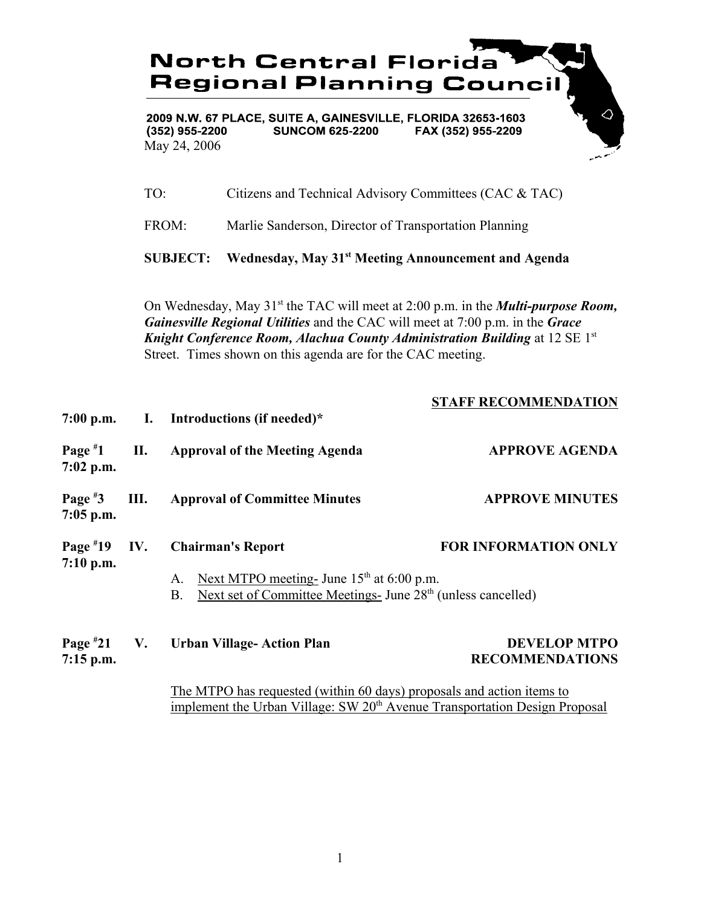# North Central Florida Regional Planning Council

2009 N.W. 67 PLACE, SUITE A, GAINESVILLE, FLORIDA 32653-1603
(352) 955-2200 SUNCOM 625-2200 FAX (352) 955-2209

May 24, 2006

TO: Citizens and Technical Advisory Committees (CAC & TAC)

FROM: Marlie Sanderson, Director of Transportation Planning

**SUBJECT: Wednesday, May 31st Meeting Announcement and Agenda**

On Wednesday, May 31st the TAC will meet at 2:00 p.m. in the ***Multi-purpose Room, Gainesville Regional Utilities*** and the CAC will meet at 7:00 p.m. in the ***Grace Knight Conference Room, Alachua County Administration Building*** at 12 SE 1st Street. Times shown on this agenda are for the CAC meeting.

| | | | **STAFF RECOMMENDATION** |
|---|---|---|---|
| **7:00 p.m.** | **I.** | **Introductions (if needed)*** | |
| **Page #1 7:02 p.m.** | **II.** | **Approval of the Meeting Agenda** | **APPROVE AGENDA** |
| **Page #3 7:05 p.m.** | **III.** | **Approval of Committee Minutes** | **APPROVE MINUTES** |
| **Page #19 7:10 p.m.** | **IV.** | **Chairman's Report** | **FOR INFORMATION ONLY** |

A. Next MTPO meeting- June 15th at 6:00 p.m.
B. Next set of Committee Meetings- June 28th (unless cancelled)

| | | | |
|---|---|---|---|
| **Page #21 7:15 p.m.** | **V.** | **Urban Village- Action Plan** | **DEVELOP MTPO RECOMMENDATIONS** |

The MTPO has requested (within 60 days) proposals and action items to implement the Urban Village: SW 20th Avenue Transportation Design Proposal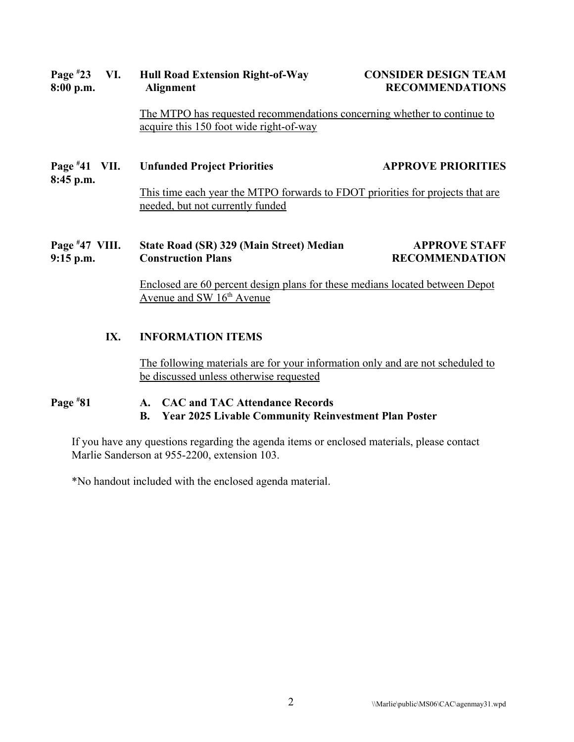**Page #23 8:00 p.m.** **VI. Hull Road Extension Right-of-Way Alignment** **CONSIDER DESIGN TEAM RECOMMENDATIONS**

The MTPO has requested recommendations concerning whether to continue to acquire this 150 foot wide right-of-way

**Page #41 8:45 p.m.** **VII. Unfunded Project Priorities** **APPROVE PRIORITIES**

This time each year the MTPO forwards to FDOT priorities for projects that are needed, but not currently funded

**Page #47 9:15 p.m.** **VIII. State Road (SR) 329 (Main Street) Median Construction Plans** **APPROVE STAFF RECOMMENDATION**

Enclosed are 60 percent design plans for these medians located between Depot Avenue and SW 16th Avenue

**IX. INFORMATION ITEMS**

The following materials are for your information only and are not scheduled to be discussed unless otherwise requested

**Page #81**

**A. CAC and TAC Attendance Records**
**B. Year 2025 Livable Community Reinvestment Plan Poster**

If you have any questions regarding the agenda items or enclosed materials, please contact Marlie Sanderson at 955-2200, extension 103.

*No handout included with the enclosed agenda material.

\\Marlie\public\MS06\CAC\agenmay31.wpd